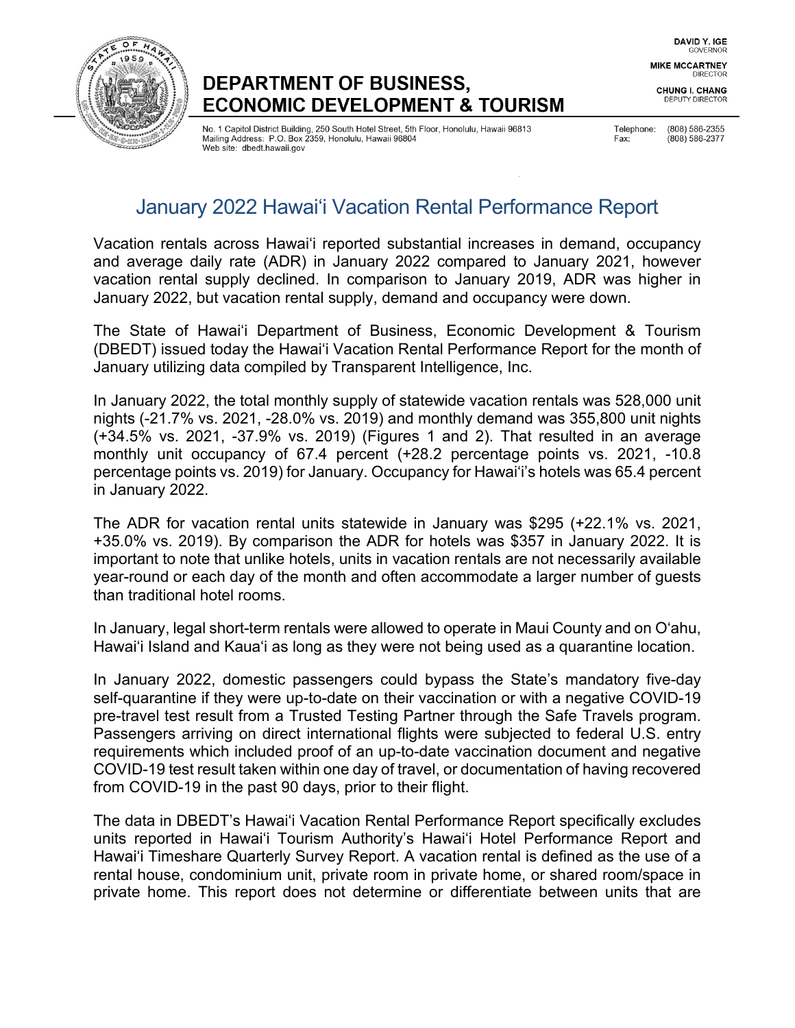# DEPARTMENT OF BUSINESS, ECONOMIC DEVELOPMENT & TOURISM

DAVID Y. IGE
GOVERNOR

MIKE MCCARTNEY
DIRECTOR

CHUNG I. CHANG
DEPUTY DIRECTOR

No. 1 Capitol District Building, 250 South Hotel Street, 5th Floor, Honolulu, Hawaii 96813
Mailing Address: P.O. Box 2359, Honolulu, Hawaii 96804
Web site: dbedt.hawaii.gov

Telephone: (808) 586-2355
Fax: (808) 586-2377

## January 2022 Hawaiʻi Vacation Rental Performance Report

Vacation rentals across Hawaiʻi reported substantial increases in demand, occupancy and average daily rate (ADR) in January 2022 compared to January 2021, however vacation rental supply declined. In comparison to January 2019, ADR was higher in January 2022, but vacation rental supply, demand and occupancy were down.

The State of Hawaiʻi Department of Business, Economic Development & Tourism (DBEDT) issued today the Hawaiʻi Vacation Rental Performance Report for the month of January utilizing data compiled by Transparent Intelligence, Inc.

In January 2022, the total monthly supply of statewide vacation rentals was 528,000 unit nights (-21.7% vs. 2021, -28.0% vs. 2019) and monthly demand was 355,800 unit nights (+34.5% vs. 2021, -37.9% vs. 2019) (Figures 1 and 2). That resulted in an average monthly unit occupancy of 67.4 percent (+28.2 percentage points vs. 2021, -10.8 percentage points vs. 2019) for January. Occupancy for Hawaiʻi's hotels was 65.4 percent in January 2022.

The ADR for vacation rental units statewide in January was $295 (+22.1% vs. 2021, +35.0% vs. 2019). By comparison the ADR for hotels was $357 in January 2022. It is important to note that unlike hotels, units in vacation rentals are not necessarily available year-round or each day of the month and often accommodate a larger number of guests than traditional hotel rooms.

In January, legal short-term rentals were allowed to operate in Maui County and on Oʻahu, Hawaiʻi Island and Kauaʻi as long as they were not being used as a quarantine location.

In January 2022, domestic passengers could bypass the State's mandatory five-day self-quarantine if they were up-to-date on their vaccination or with a negative COVID-19 pre-travel test result from a Trusted Testing Partner through the Safe Travels program. Passengers arriving on direct international flights were subjected to federal U.S. entry requirements which included proof of an up-to-date vaccination document and negative COVID-19 test result taken within one day of travel, or documentation of having recovered from COVID-19 in the past 90 days, prior to their flight.

The data in DBEDT's Hawaiʻi Vacation Rental Performance Report specifically excludes units reported in Hawaiʻi Tourism Authority's Hawaiʻi Hotel Performance Report and Hawaiʻi Timeshare Quarterly Survey Report. A vacation rental is defined as the use of a rental house, condominium unit, private room in private home, or shared room/space in private home. This report does not determine or differentiate between units that are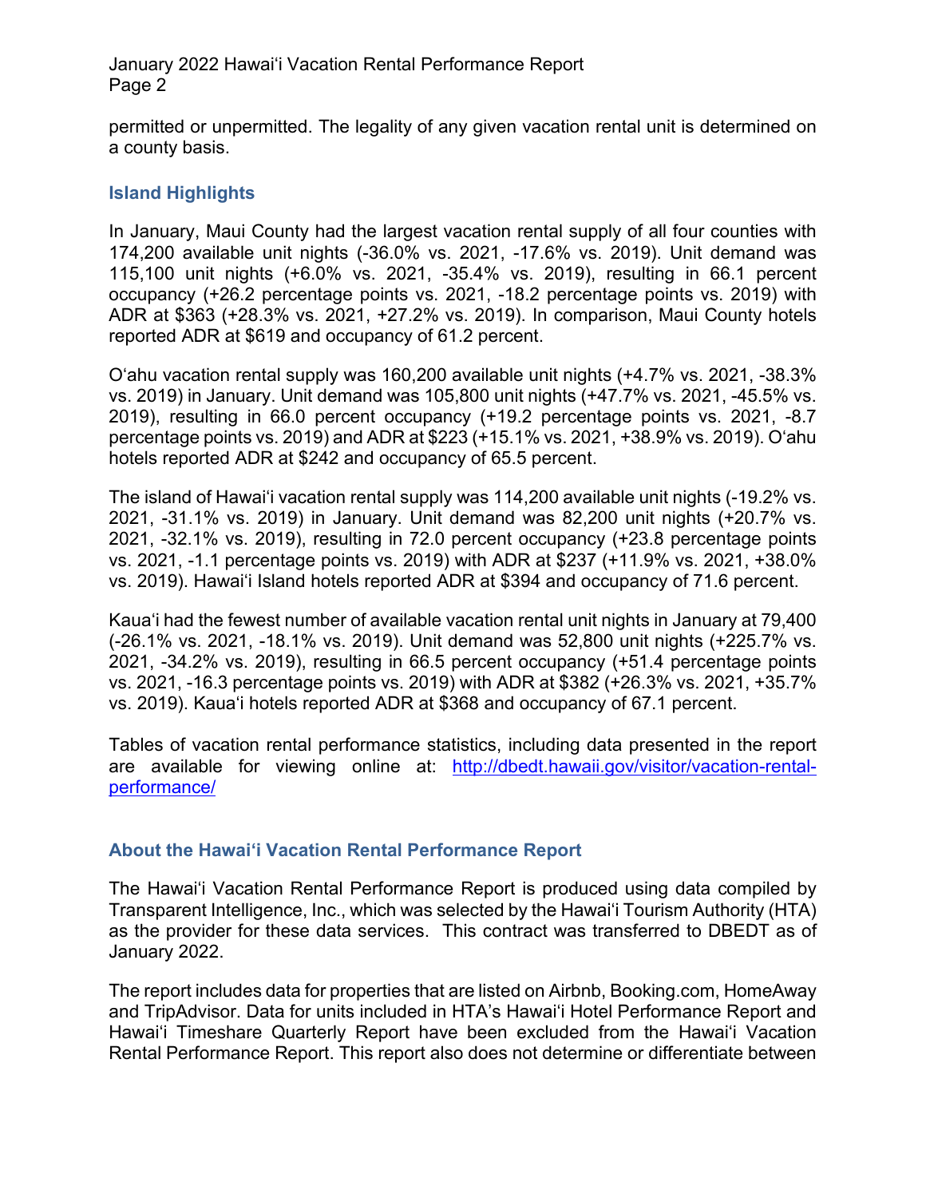permitted or unpermitted. The legality of any given vacation rental unit is determined on a county basis.

### Island Highlights

In January, Maui County had the largest vacation rental supply of all four counties with 174,200 available unit nights (-36.0% vs. 2021, -17.6% vs. 2019). Unit demand was 115,100 unit nights (+6.0% vs. 2021, -35.4% vs. 2019), resulting in 66.1 percent occupancy (+26.2 percentage points vs. 2021, -18.2 percentage points vs. 2019) with ADR at $363 (+28.3% vs. 2021, +27.2% vs. 2019). In comparison, Maui County hotels reported ADR at $619 and occupancy of 61.2 percent.

O'ahu vacation rental supply was 160,200 available unit nights (+4.7% vs. 2021, -38.3% vs. 2019) in January. Unit demand was 105,800 unit nights (+47.7% vs. 2021, -45.5% vs. 2019), resulting in 66.0 percent occupancy (+19.2 percentage points vs. 2021, -8.7 percentage points vs. 2019) and ADR at $223 (+15.1% vs. 2021, +38.9% vs. 2019). O'ahu hotels reported ADR at $242 and occupancy of 65.5 percent.

The island of Hawai'i vacation rental supply was 114,200 available unit nights (-19.2% vs. 2021, -31.1% vs. 2019) in January. Unit demand was 82,200 unit nights (+20.7% vs. 2021, -32.1% vs. 2019), resulting in 72.0 percent occupancy (+23.8 percentage points vs. 2021, -1.1 percentage points vs. 2019) with ADR at $237 (+11.9% vs. 2021, +38.0% vs. 2019). Hawai'i Island hotels reported ADR at $394 and occupancy of 71.6 percent.

Kaua'i had the fewest number of available vacation rental unit nights in January at 79,400 (-26.1% vs. 2021, -18.1% vs. 2019). Unit demand was 52,800 unit nights (+225.7% vs. 2021, -34.2% vs. 2019), resulting in 66.5 percent occupancy (+51.4 percentage points vs. 2021, -16.3 percentage points vs. 2019) with ADR at $382 (+26.3% vs. 2021, +35.7% vs. 2019). Kaua'i hotels reported ADR at $368 and occupancy of 67.1 percent.

Tables of vacation rental performance statistics, including data presented in the report are available for viewing online at: [http://dbedt.hawaii.gov/visitor/vacation-rental-performance/](http://dbedt.hawaii.gov/visitor/vacation-rental-performance/)

### About the Hawai'i Vacation Rental Performance Report

The Hawai'i Vacation Rental Performance Report is produced using data compiled by Transparent Intelligence, Inc., which was selected by the Hawai'i Tourism Authority (HTA) as the provider for these data services. This contract was transferred to DBEDT as of January 2022.

The report includes data for properties that are listed on Airbnb, Booking.com, HomeAway and TripAdvisor. Data for units included in HTA's Hawai'i Hotel Performance Report and Hawai'i Timeshare Quarterly Report have been excluded from the Hawai'i Vacation Rental Performance Report. This report also does not determine or differentiate between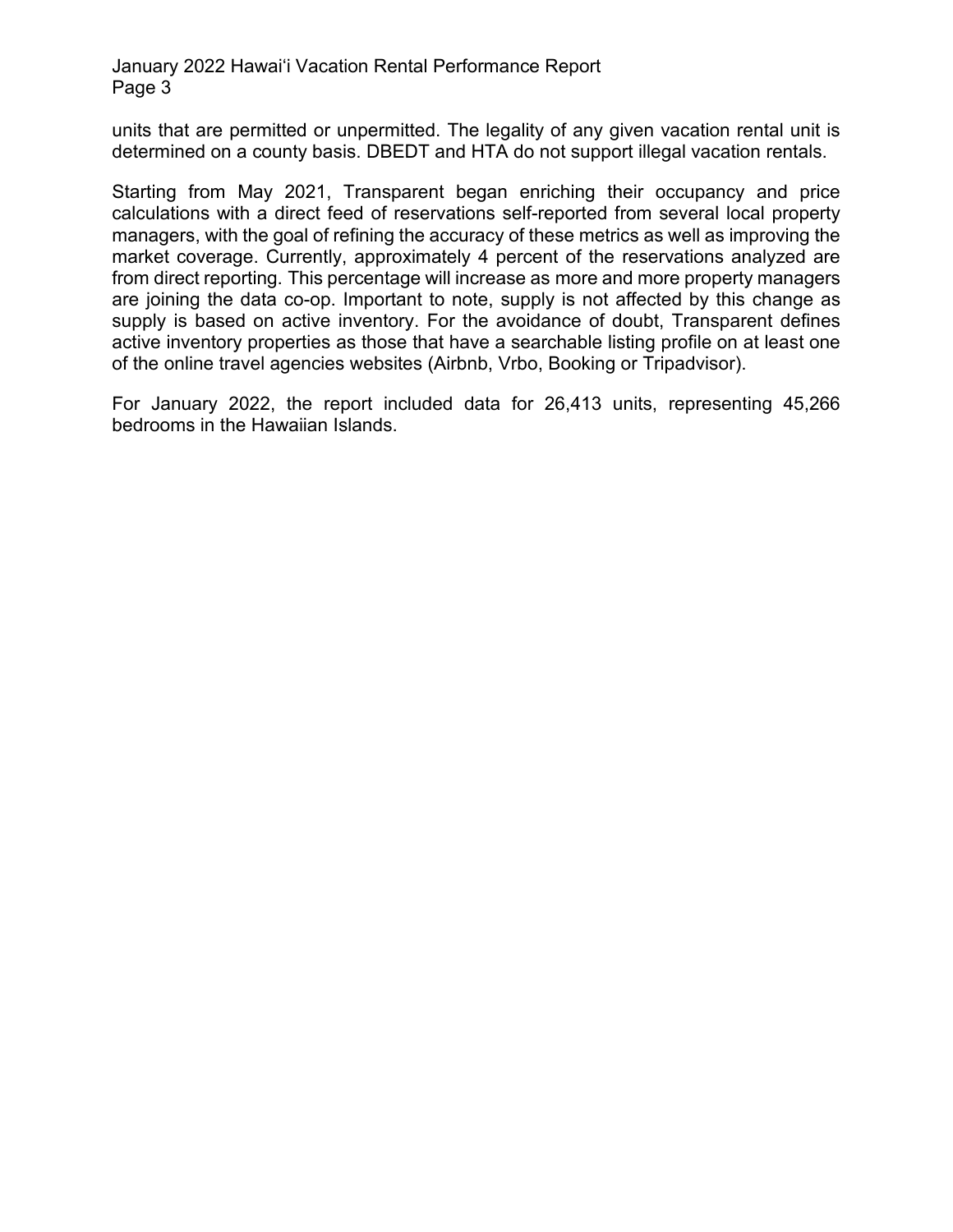units that are permitted or unpermitted. The legality of any given vacation rental unit is determined on a county basis. DBEDT and HTA do not support illegal vacation rentals.

Starting from May 2021, Transparent began enriching their occupancy and price calculations with a direct feed of reservations self-reported from several local property managers, with the goal of refining the accuracy of these metrics as well as improving the market coverage. Currently, approximately 4 percent of the reservations analyzed are from direct reporting. This percentage will increase as more and more property managers are joining the data co-op. Important to note, supply is not affected by this change as supply is based on active inventory. For the avoidance of doubt, Transparent defines active inventory properties as those that have a searchable listing profile on at least one of the online travel agencies websites (Airbnb, Vrbo, Booking or Tripadvisor).

For January 2022, the report included data for 26,413 units, representing 45,266 bedrooms in the Hawaiian Islands.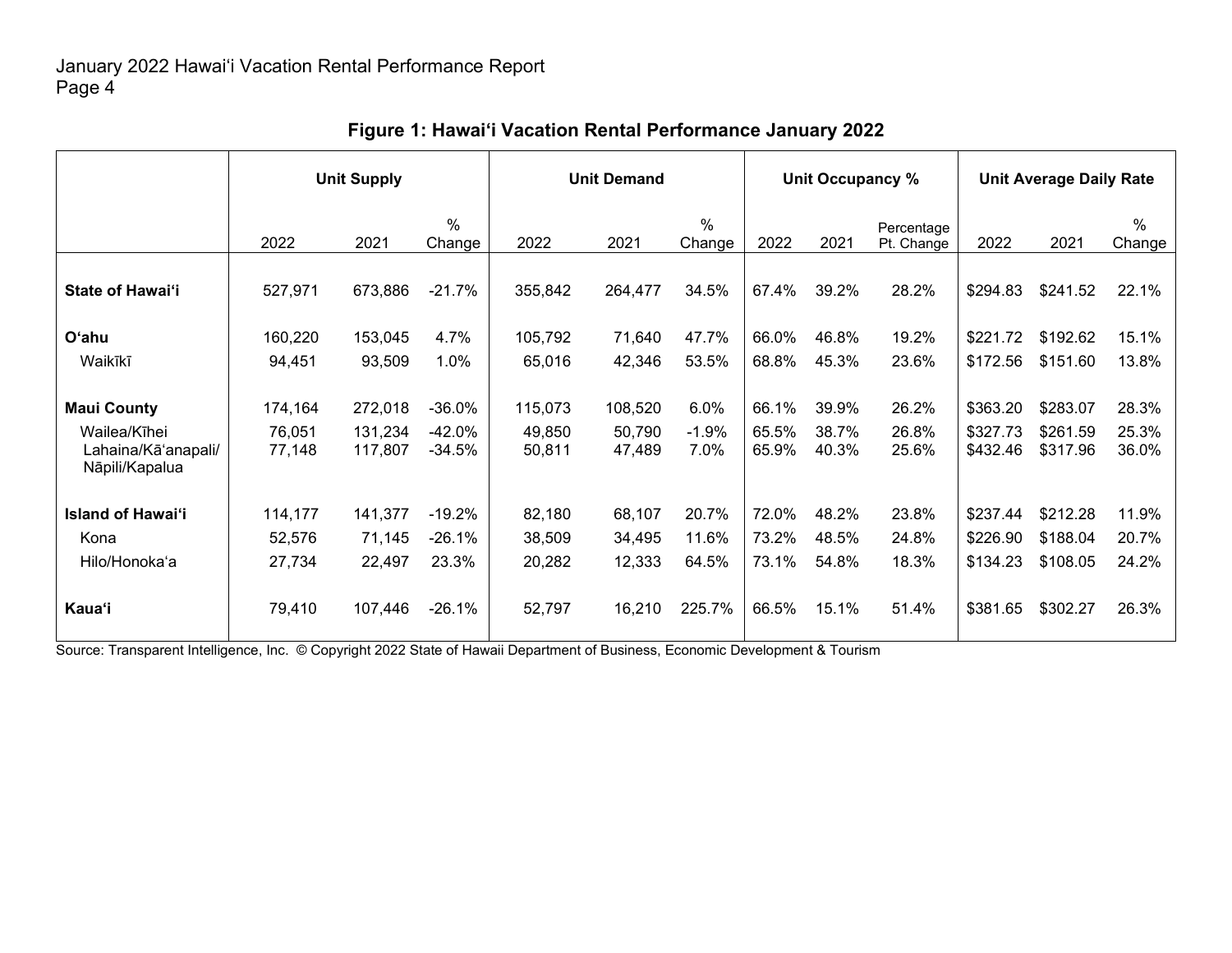## Figure 1: Hawai‘i Vacation Rental Performance January 2022

| | Unit Supply | | | Unit Demand | | | Unit Occupancy % | | | Unit Average Daily Rate | | |
|---|---|---|---|---|---|---|---|---|---|---|---|---|
| | 2022 | 2021 | % Change | 2022 | 2021 | % Change | 2022 | 2021 | Percentage Pt. Change | 2022 | 2021 | % Change |
| **State of Hawai‘i** | 527,971 | 673,886 | -21.7% | 355,842 | 264,477 | 34.5% | 67.4% | 39.2% | 28.2% | $294.83 | $241.52 | 22.1% |
| **O‘ahu** | 160,220 | 153,045 | 4.7% | 105,792 | 71,640 | 47.7% | 66.0% | 46.8% | 19.2% | $221.72 | $192.62 | 15.1% |
| Waikīkī | 94,451 | 93,509 | 1.0% | 65,016 | 42,346 | 53.5% | 68.8% | 45.3% | 23.6% | $172.56 | $151.60 | 13.8% |
| **Maui County** | 174,164 | 272,018 | -36.0% | 115,073 | 108,520 | 6.0% | 66.1% | 39.9% | 26.2% | $363.20 | $283.07 | 28.3% |
| Wailea/Kīhei | 76,051 | 131,234 | -42.0% | 49,850 | 50,790 | -1.9% | 65.5% | 38.7% | 26.8% | $327.73 | $261.59 | 25.3% |
| Lahaina/Kā‘anapali/ Nāpili/Kapalua | 77,148 | 117,807 | -34.5% | 50,811 | 47,489 | 7.0% | 65.9% | 40.3% | 25.6% | $432.46 | $317.96 | 36.0% |
| **Island of Hawai‘i** | 114,177 | 141,377 | -19.2% | 82,180 | 68,107 | 20.7% | 72.0% | 48.2% | 23.8% | $237.44 | $212.28 | 11.9% |
| Kona | 52,576 | 71,145 | -26.1% | 38,509 | 34,495 | 11.6% | 73.2% | 48.5% | 24.8% | $226.90 | $188.04 | 20.7% |
| Hilo/Honoka‘a | 27,734 | 22,497 | 23.3% | 20,282 | 12,333 | 64.5% | 73.1% | 54.8% | 18.3% | $134.23 | $108.05 | 24.2% |
| **Kaua‘i** | 79,410 | 107,446 | -26.1% | 52,797 | 16,210 | 225.7% | 66.5% | 15.1% | 51.4% | $381.65 | $302.27 | 26.3% |

Source: Transparent Intelligence, Inc. © Copyright 2022 State of Hawaii Department of Business, Economic Development & Tourism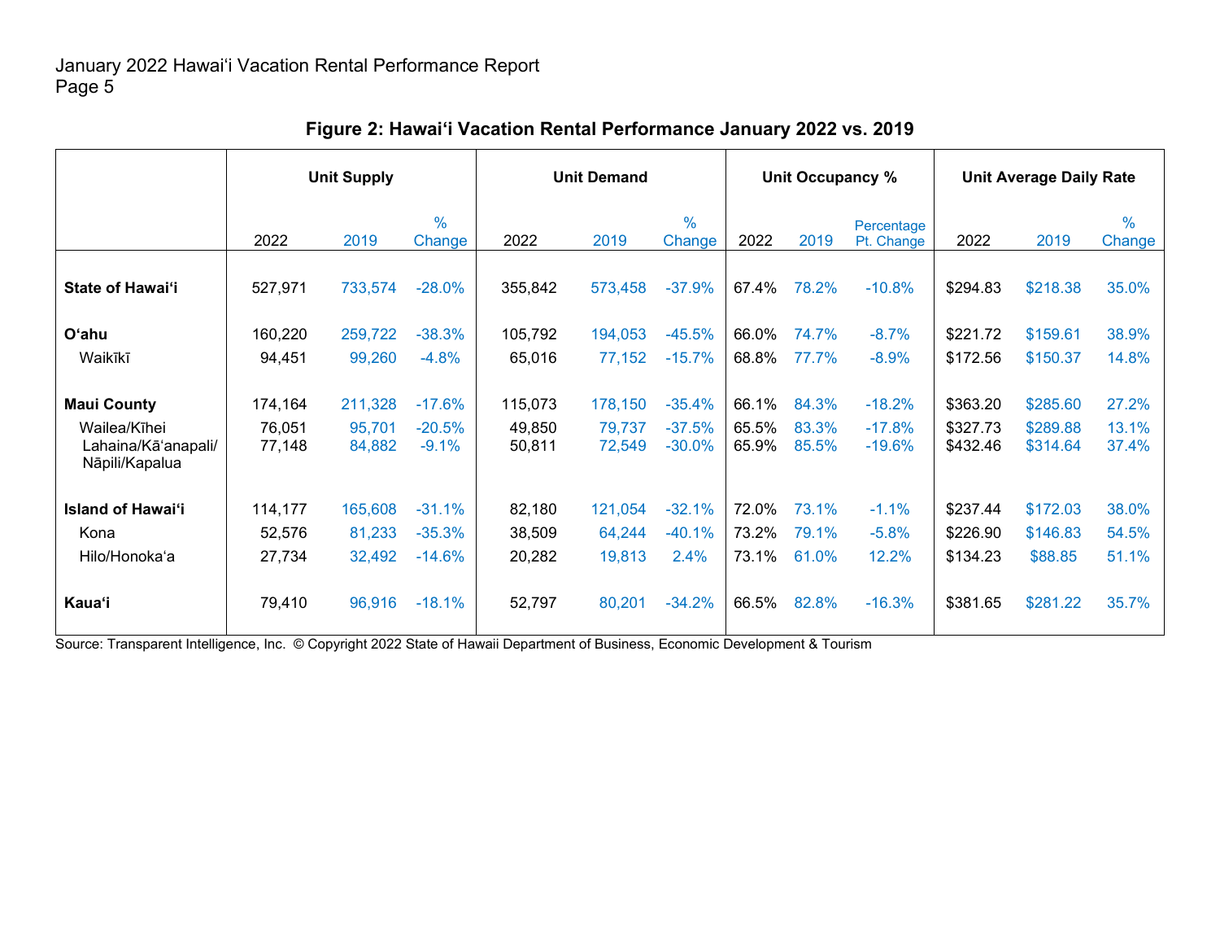## Figure 2: Hawai'i Vacation Rental Performance January 2022 vs. 2019

| | Unit Supply | | | Unit Demand | | | Unit Occupancy % | | | Unit Average Daily Rate | | |
|---|---|---|---|---|---|---|---|---|---|---|---|---|
| | 2022 | 2019 | % Change | 2022 | 2019 | % Change | 2022 | 2019 | Percentage Pt. Change | 2022 | 2019 | % Change |
| **State of Hawai'i** | 527,971 | 733,574 | -28.0% | 355,842 | 573,458 | -37.9% | 67.4% | 78.2% | -10.8% | $294.83 | $218.38 | 35.0% |
| **O'ahu** | 160,220 | 259,722 | -38.3% | 105,792 | 194,053 | -45.5% | 66.0% | 74.7% | -8.7% | $221.72 | $159.61 | 38.9% |
| Waikīkī | 94,451 | 99,260 | -4.8% | 65,016 | 77,152 | -15.7% | 68.8% | 77.7% | -8.9% | $172.56 | $150.37 | 14.8% |
| **Maui County** | 174,164 | 211,328 | -17.6% | 115,073 | 178,150 | -35.4% | 66.1% | 84.3% | -18.2% | $363.20 | $285.60 | 27.2% |
| Wailea/Kīhei | 76,051 | 95,701 | -20.5% | 49,850 | 79,737 | -37.5% | 65.5% | 83.3% | -17.8% | $327.73 | $289.88 | 13.1% |
| Lahaina/Kā'anapali/ Nāpili/Kapalua | 77,148 | 84,882 | -9.1% | 50,811 | 72,549 | -30.0% | 65.9% | 85.5% | -19.6% | $432.46 | $314.64 | 37.4% |
| **Island of Hawai'i** | 114,177 | 165,608 | -31.1% | 82,180 | 121,054 | -32.1% | 72.0% | 73.1% | -1.1% | $237.44 | $172.03 | 38.0% |
| Kona | 52,576 | 81,233 | -35.3% | 38,509 | 64,244 | -40.1% | 73.2% | 79.1% | -5.8% | $226.90 | $146.83 | 54.5% |
| Hilo/Honoka'a | 27,734 | 32,492 | -14.6% | 20,282 | 19,813 | 2.4% | 73.1% | 61.0% | 12.2% | $134.23 | $88.85 | 51.1% |
| **Kaua'i** | 79,410 | 96,916 | -18.1% | 52,797 | 80,201 | -34.2% | 66.5% | 82.8% | -16.3% | $381.65 | $281.22 | 35.7% |

Source: Transparent Intelligence, Inc. © Copyright 2022 State of Hawaii Department of Business, Economic Development & Tourism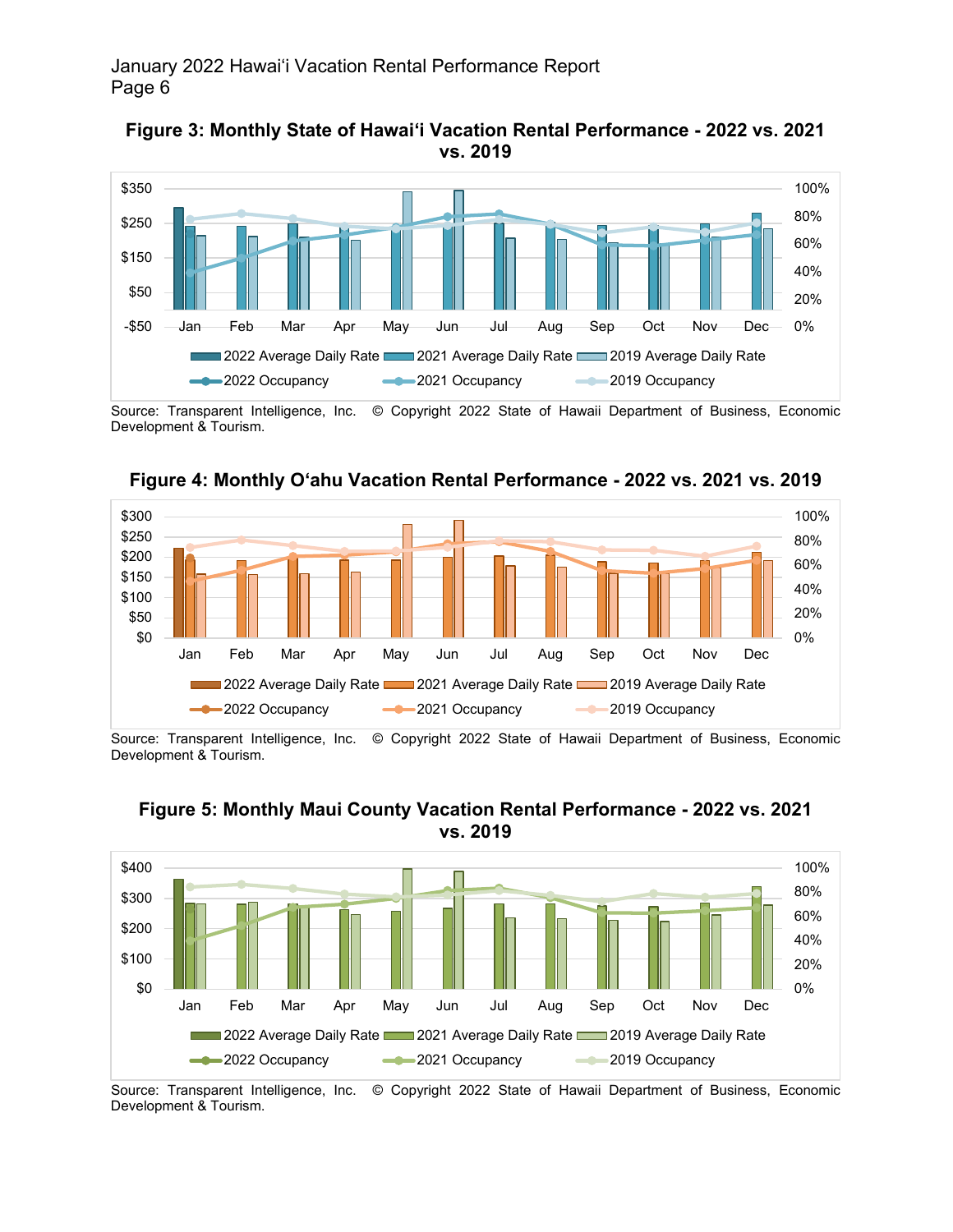**Figure 3: Monthly State of Hawai'i Vacation Rental Performance - 2022 vs. 2021 vs. 2019**

Source: Transparent Intelligence, Inc. © Copyright 2022 State of Hawaii Department of Business, Economic Development & Tourism.

**Figure 4: Monthly O'ahu Vacation Rental Performance - 2022 vs. 2021 vs. 2019**

Source: Transparent Intelligence, Inc. © Copyright 2022 State of Hawaii Department of Business, Economic Development & Tourism.

**Figure 5: Monthly Maui County Vacation Rental Performance - 2022 vs. 2021 vs. 2019**

Source: Transparent Intelligence, Inc. © Copyright 2022 State of Hawaii Department of Business, Economic Development & Tourism.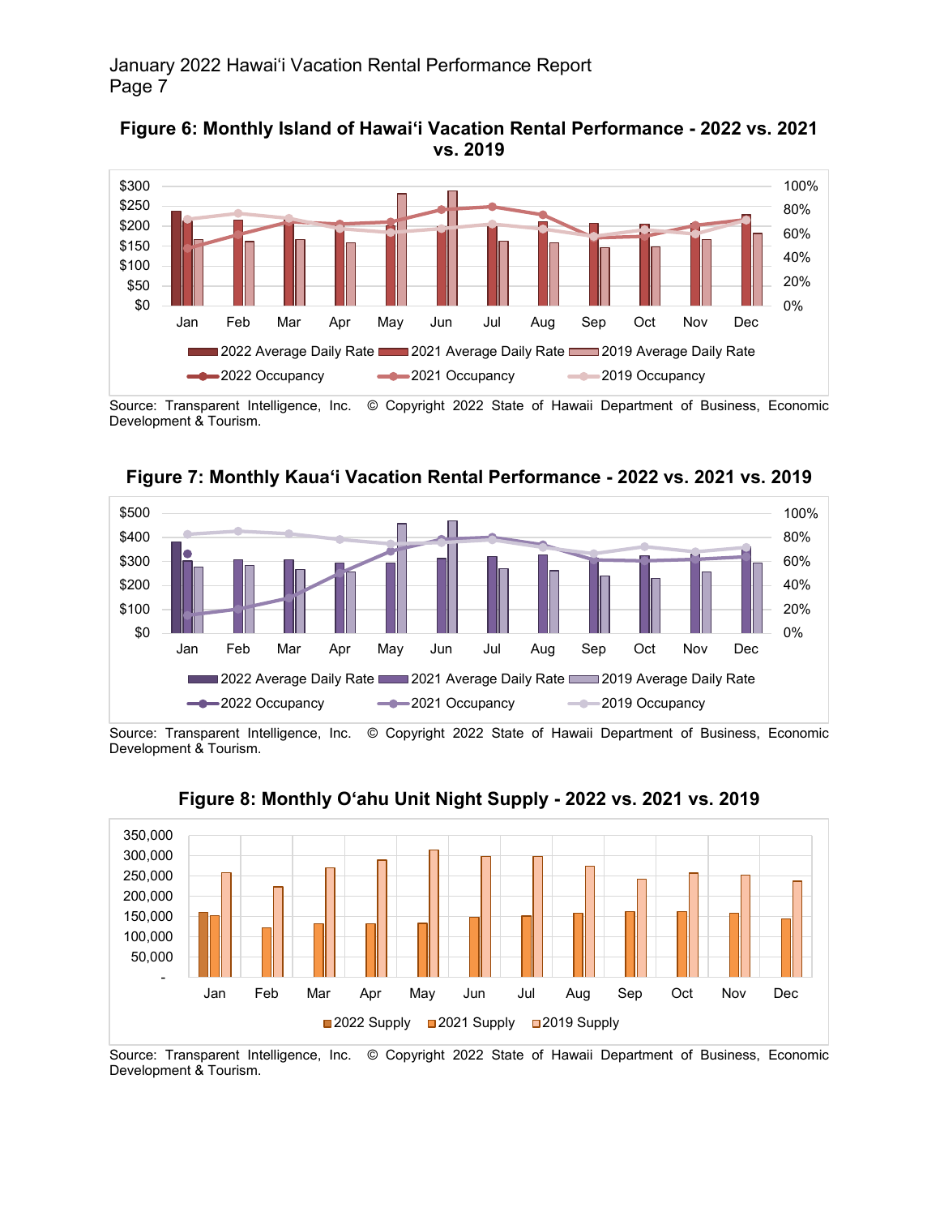### Figure 6: Monthly Island of Hawai'i Vacation Rental Performance - 2022 vs. 2021 vs. 2019

Source: Transparent Intelligence, Inc. © Copyright 2022 State of Hawaii Department of Business, Economic Development & Tourism.

### Figure 7: Monthly Kaua'i Vacation Rental Performance - 2022 vs. 2021 vs. 2019

Source: Transparent Intelligence, Inc. © Copyright 2022 State of Hawaii Department of Business, Economic Development & Tourism.

### Figure 8: Monthly O'ahu Unit Night Supply - 2022 vs. 2021 vs. 2019

Source: Transparent Intelligence, Inc. © Copyright 2022 State of Hawaii Department of Business, Economic Development & Tourism.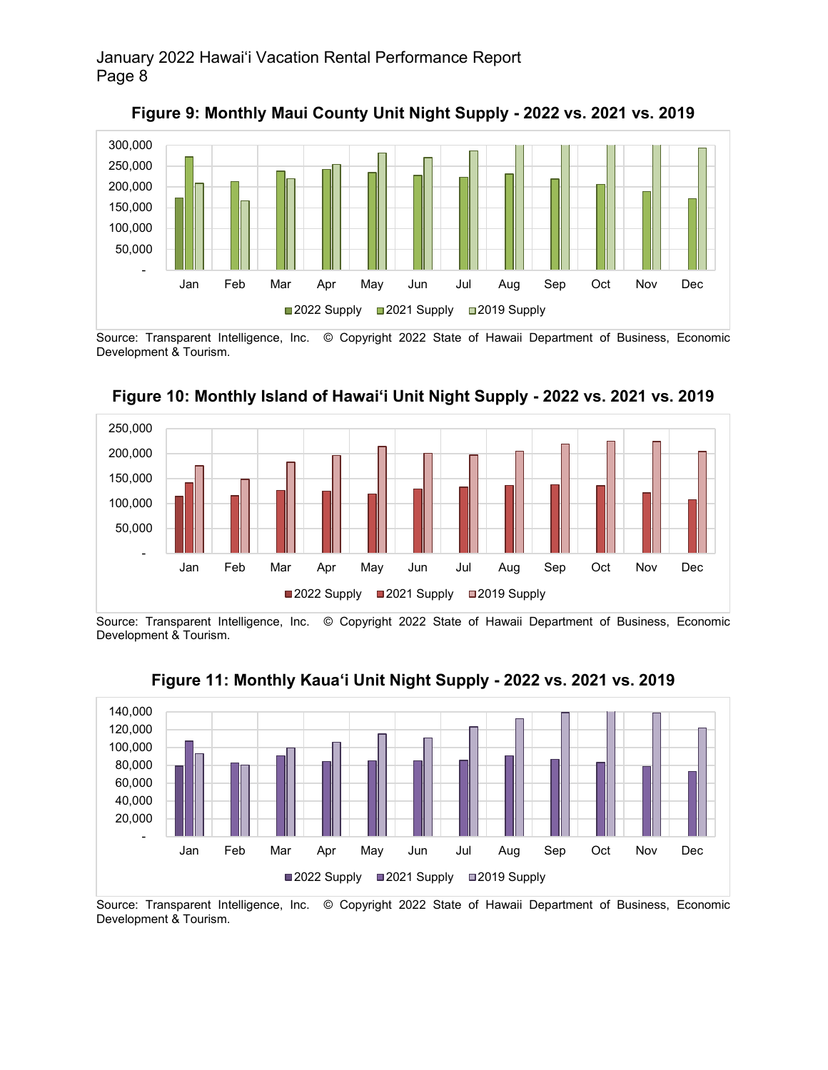## Figure 9: Monthly Maui County Unit Night Supply - 2022 vs. 2021 vs. 2019

300,000
250,000
200,000
150,000
100,000
50,000
-

Jan Feb Mar Apr May Jun Jul Aug Sep Oct Nov Dec

2022 Supply 2021 Supply 2019 Supply

Source: Transparent Intelligence, Inc. © Copyright 2022 State of Hawaii Department of Business, Economic Development & Tourism.

## Figure 10: Monthly Island of Hawai'i Unit Night Supply - 2022 vs. 2021 vs. 2019

250,000
200,000
150,000
100,000
50,000
-

Jan Feb Mar Apr May Jun Jul Aug Sep Oct Nov Dec

2022 Supply 2021 Supply 2019 Supply

Source: Transparent Intelligence, Inc. © Copyright 2022 State of Hawaii Department of Business, Economic Development & Tourism.

## Figure 11: Monthly Kaua'i Unit Night Supply - 2022 vs. 2021 vs. 2019

140,000
120,000
100,000
80,000
60,000
40,000
20,000
-

Jan Feb Mar Apr May Jun Jul Aug Sep Oct Nov Dec

2022 Supply 2021 Supply 2019 Supply

Source: Transparent Intelligence, Inc. © Copyright 2022 State of Hawaii Department of Business, Economic Development & Tourism.